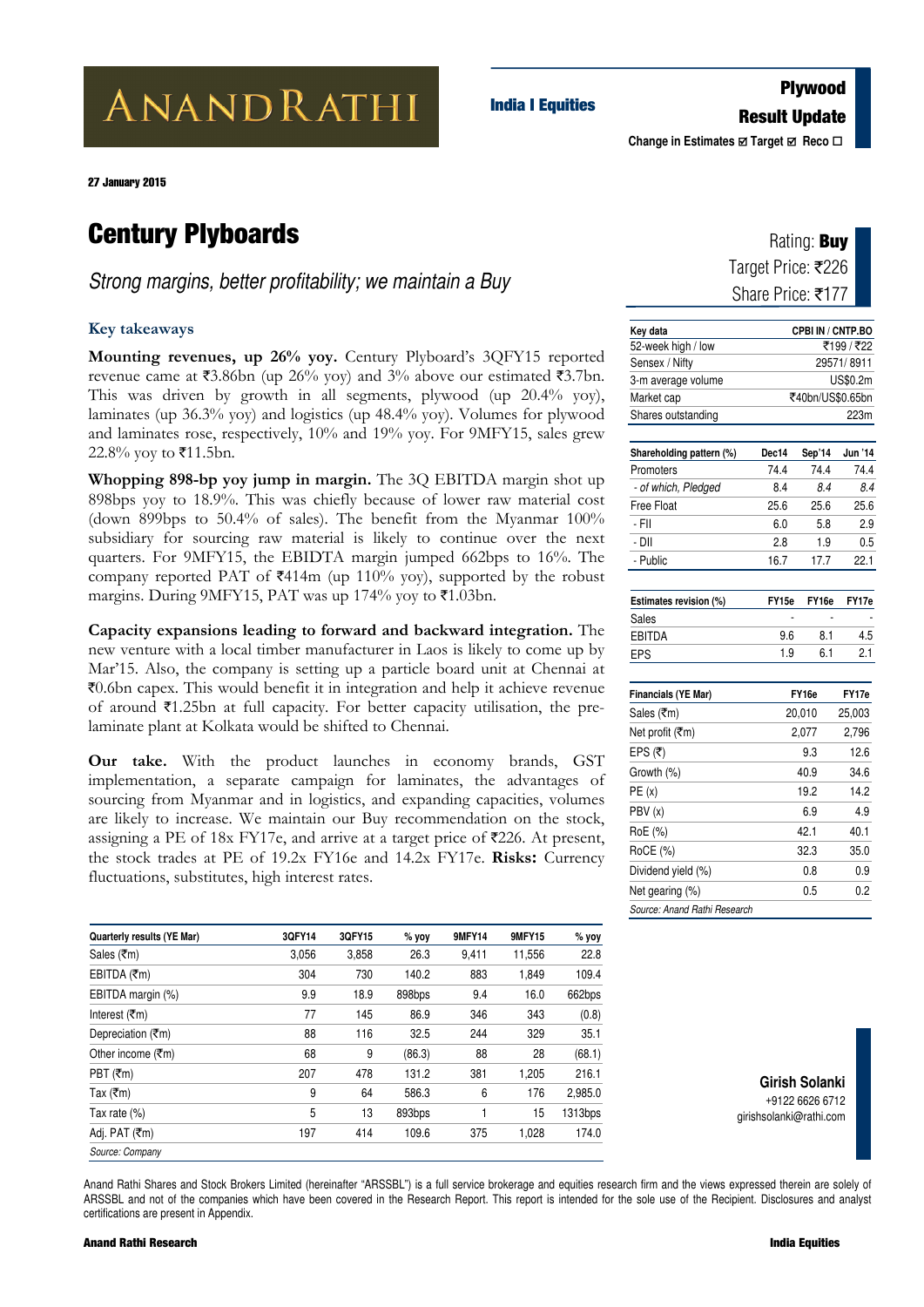ANANDRATHI

India I Equities

**Plywood**

**Result Update**

Change in Estimates ☑ Target ☑ Reco ☐

**27 January 2015**

# Century Plyboards

*Strong margins, better profitability; we maintain a Buy*

Rating: **Buy**

Target Price: ₹226

Share Price: ₹177

| Key data | CPBI IN / CNTP.BO |
|---|---|
| 52-week high / low | ₹199 / ₹22 |
| Sensex / Nifty | 29571/ 8911 |
| 3-m average volume | US$0.2m |
| Market cap | ₹40bn/US$0.65bn |
| Shares outstanding | 223m |

| Shareholding pattern (%) | Dec14 | Sep'14 | Jun '14 |
|---|---|---|---|
| Promoters | 74.4 | 74.4 | 74.4 |
| *- of which, Pledged* | 8.4 | *8.4* | *8.4* |
| Free Float | 25.6 | 25.6 | 25.6 |
| - FII | 6.0 | 5.8 | 2.9 |
| - DII | 2.8 | 1.9 | 0.5 |
| - Public | 16.7 | 17.7 | 22.1 |

| Estimates revision (%) | FY15e | FY16e | FY17e |
|---|---|---|---|
| Sales | - | - | - |
| EBITDA | 9.6 | 8.1 | 4.5 |
| EPS | 1.9 | 6.1 | 2.1 |

| Financials (YE Mar) | FY16e | FY17e |
|---|---|---|
| Sales (₹m) | 20,010 | 25,003 |
| Net profit (₹m) | 2,077 | 2,796 |
| EPS (₹) | 9.3 | 12.6 |
| Growth (%) | 40.9 | 34.6 |
| PE (x) | 19.2 | 14.2 |
| PBV (x) | 6.9 | 4.9 |
| RoE (%) | 42.1 | 40.1 |
| RoCE (%) | 32.3 | 35.0 |
| Dividend yield (%) | 0.8 | 0.9 |
| Net gearing (%) | 0.5 | 0.2 |

*Source: Anand Rathi Research*

### Key takeaways

**Mounting revenues, up 26% yoy.** Century Plyboard's 3QFY15 reported revenue came at ₹3.86bn (up 26% yoy) and 3% above our estimated ₹3.7bn. This was driven by growth in all segments, plywood (up 20.4% yoy), laminates (up 36.3% yoy) and logistics (up 48.4% yoy). Volumes for plywood and laminates rose, respectively, 10% and 19% yoy. For 9MFY15, sales grew 22.8% yoy to ₹11.5bn.

**Whopping 898-bp yoy jump in margin.** The 3Q EBITDA margin shot up 898bps yoy to 18.9%. This was chiefly because of lower raw material cost (down 899bps to 50.4% of sales). The benefit from the Myanmar 100% subsidiary for sourcing raw material is likely to continue over the next quarters. For 9MFY15, the EBIDTA margin jumped 662bps to 16%. The company reported PAT of ₹414m (up 110% yoy), supported by the robust margins. During 9MFY15, PAT was up 174% yoy to ₹1.03bn.

**Capacity expansions leading to forward and backward integration.** The new venture with a local timber manufacturer in Laos is likely to come up by Mar'15. Also, the company is setting up a particle board unit at Chennai at ₹0.6bn capex. This would benefit it in integration and help it achieve revenue of around ₹1.25bn at full capacity. For better capacity utilisation, the pre-laminate plant at Kolkata would be shifted to Chennai.

**Our take.** With the product launches in economy brands, GST implementation, a separate campaign for laminates, the advantages of sourcing from Myanmar and in logistics, and expanding capacities, volumes are likely to increase. We maintain our Buy recommendation on the stock, assigning a PE of 18x FY17e, and arrive at a target price of ₹226. At present, the stock trades at PE of 19.2x FY16e and 14.2x FY17e. **Risks:** Currency fluctuations, substitutes, high interest rates.

| Quarterly results (YE Mar) | 3QFY14 | 3QFY15 | % yoy | 9MFY14 | 9MFY15 | % yoy |
|---|---|---|---|---|---|---|
| Sales (₹m) | 3,056 | 3,858 | 26.3 | 9,411 | 11,556 | 22.8 |
| EBITDA (₹m) | 304 | 730 | 140.2 | 883 | 1,849 | 109.4 |
| EBITDA margin (%) | 9.9 | 18.9 | 898bps | 9.4 | 16.0 | 662bps |
| Interest (₹m) | 77 | 145 | 86.9 | 346 | 343 | (0.8) |
| Depreciation (₹m) | 88 | 116 | 32.5 | 244 | 329 | 35.1 |
| Other income (₹m) | 68 | 9 | (86.3) | 88 | 28 | (68.1) |
| PBT (₹m) | 207 | 478 | 131.2 | 381 | 1,205 | 216.1 |
| Tax (₹m) | 9 | 64 | 586.3 | 6 | 176 | 2,985.0 |
| Tax rate (%) | 5 | 13 | 893bps | 1 | 15 | 1313bps |
| Adj. PAT (₹m) | 197 | 414 | 109.6 | 375 | 1,028 | 174.0 |

*Source: Company*

**Girish Solanki**
+9122 6626 6712
girishsolanki@rathi.com

Anand Rathi Shares and Stock Brokers Limited (hereinafter "ARSSBL") is a full service brokerage and equities research firm and the views expressed therein are solely of ARSSBL and not of the companies which have been covered in the Research Report. This report is intended for the sole use of the Recipient. Disclosures and analyst certifications are present in Appendix.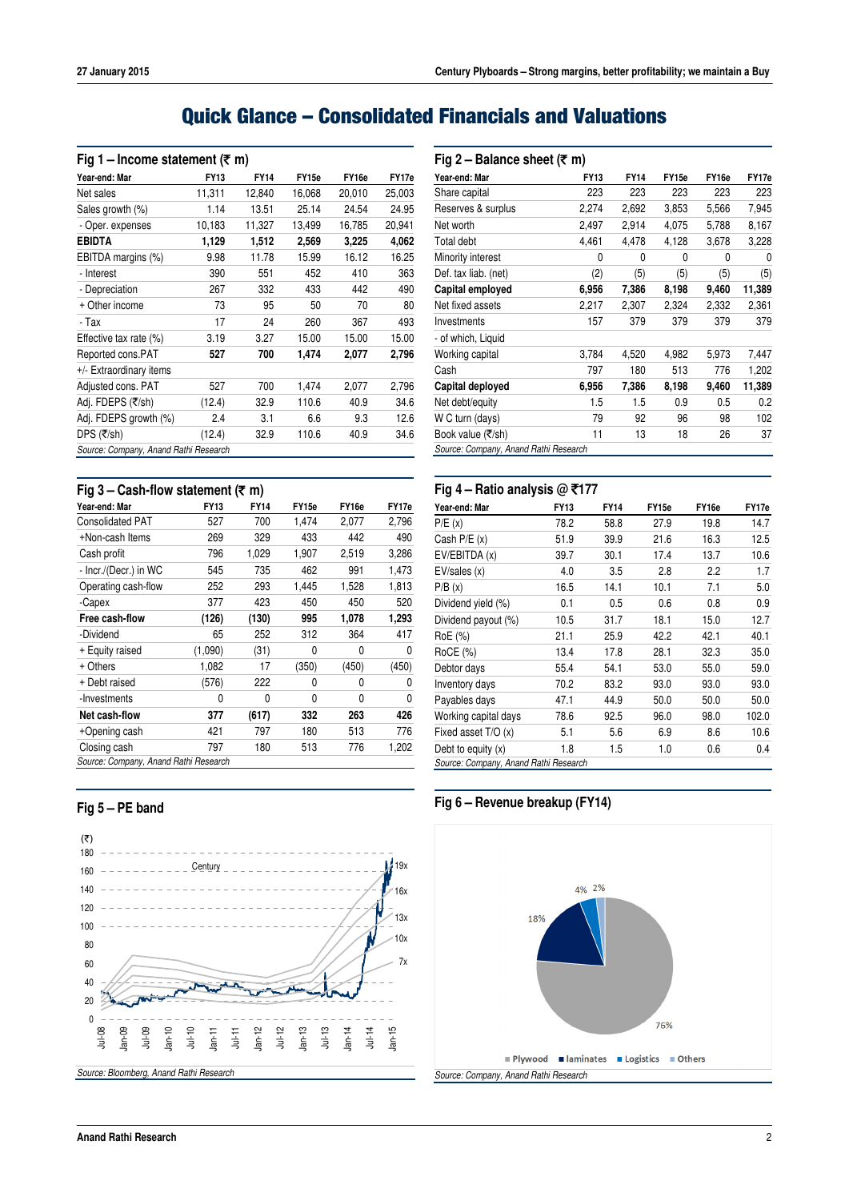# Quick Glance – Consolidated Financials and Valuations

### Fig 1 – Income statement (₹ m)

| Year-end: Mar | FY13 | FY14 | FY15e | FY16e | FY17e |
|---|---|---|---|---|---|
| Net sales | 11,311 | 12,840 | 16,068 | 20,010 | 25,003 |
| Sales growth (%) | 1.14 | 13.51 | 25.14 | 24.54 | 24.95 |
| - Oper. expenses | 10,183 | 11,327 | 13,499 | 16,785 | 20,941 |
| **EBIDTA** | **1,129** | **1,512** | **2,569** | **3,225** | **4,062** |
| EBITDA margins (%) | 9.98 | 11.78 | 15.99 | 16.12 | 16.25 |
| - Interest | 390 | 551 | 452 | 410 | 363 |
| - Depreciation | 267 | 332 | 433 | 442 | 490 |
| + Other income | 73 | 95 | 50 | 70 | 80 |
| - Tax | 17 | 24 | 260 | 367 | 493 |
| Effective tax rate (%) | 3.19 | 3.27 | 15.00 | 15.00 | 15.00 |
| Reported cons.PAT | **527** | **700** | **1,474** | **2,077** | **2,796** |
| +/- Extraordinary items | | | | | |
| Adjusted cons. PAT | 527 | 700 | 1,474 | 2,077 | 2,796 |
| Adj. FDEPS (₹/sh) | (12.4) | 32.9 | 110.6 | 40.9 | 34.6 |
| Adj. FDEPS growth (%) | 2.4 | 3.1 | 6.6 | 9.3 | 12.6 |
| DPS (₹/sh) | (12.4) | 32.9 | 110.6 | 40.9 | 34.6 |

*Source: Company, Anand Rathi Research*

### Fig 2 – Balance sheet (₹ m)

| Year-end: Mar | FY13 | FY14 | FY15e | FY16e | FY17e |
|---|---|---|---|---|---|
| Share capital | 223 | 223 | 223 | 223 | 223 |
| Reserves & surplus | 2,274 | 2,692 | 3,853 | 5,566 | 7,945 |
| Net worth | 2,497 | 2,914 | 4,075 | 5,788 | 8,167 |
| Total debt | 4,461 | 4,478 | 4,128 | 3,678 | 3,228 |
| Minority interest | 0 | 0 | 0 | 0 | 0 |
| Def. tax liab. (net) | (2) | (5) | (5) | (5) | (5) |
| **Capital employed** | **6,956** | **7,386** | **8,198** | **9,460** | **11,389** |
| Net fixed assets | 2,217 | 2,307 | 2,324 | 2,332 | 2,361 |
| Investments | 157 | 379 | 379 | 379 | 379 |
| - of which, Liquid | | | | | |
| Working capital | 3,784 | 4,520 | 4,982 | 5,973 | 7,447 |
| Cash | 797 | 180 | 513 | 776 | 1,202 |
| **Capital deployed** | **6,956** | **7,386** | **8,198** | **9,460** | **11,389** |
| Net debt/equity | 1.5 | 1.5 | 0.9 | 0.5 | 0.2 |
| W C turn (days) | 79 | 92 | 96 | 98 | 102 |
| Book value (₹/sh) | 11 | 13 | 18 | 26 | 37 |

*Source: Company, Anand Rathi Research*

### Fig 3 – Cash-flow statement (₹ m)

| Year-end: Mar | FY13 | FY14 | FY15e | FY16e | FY17e |
|---|---|---|---|---|---|
| Consolidated PAT | 527 | 700 | 1,474 | 2,077 | 2,796 |
| +Non-cash Items | 269 | 329 | 433 | 442 | 490 |
| Cash profit | 796 | 1,029 | 1,907 | 2,519 | 3,286 |
| - Incr./(Decr.) in WC | 545 | 735 | 462 | 991 | 1,473 |
| Operating cash-flow | 252 | 293 | 1,445 | 1,528 | 1,813 |
| -Capex | 377 | 423 | 450 | 450 | 520 |
| **Free cash-flow** | **(126)** | **(130)** | **995** | **1,078** | **1,293** |
| -Dividend | 65 | 252 | 312 | 364 | 417 |
| + Equity raised | (1,090) | (31) | 0 | 0 | 0 |
| + Others | 1,082 | 17 | (350) | (450) | (450) |
| + Debt raised | (576) | 222 | 0 | 0 | 0 |
| -Investments | 0 | 0 | 0 | 0 | 0 |
| **Net cash-flow** | **377** | **(617)** | **332** | **263** | **426** |
| +Opening cash | 421 | 797 | 180 | 513 | 776 |
| Closing cash | 797 | 180 | 513 | 776 | 1,202 |

*Source: Company, Anand Rathi Research*

### Fig 4 – Ratio analysis @ ₹177

| Year-end: Mar | FY13 | FY14 | FY15e | FY16e | FY17e |
|---|---|---|---|---|---|
| P/E (x) | 78.2 | 58.8 | 27.9 | 19.8 | 14.7 |
| Cash P/E (x) | 51.9 | 39.9 | 21.6 | 16.3 | 12.5 |
| EV/EBITDA (x) | 39.7 | 30.1 | 17.4 | 13.7 | 10.6 |
| EV/sales (x) | 4.0 | 3.5 | 2.8 | 2.2 | 1.7 |
| P/B (x) | 16.5 | 14.1 | 10.1 | 7.1 | 5.0 |
| Dividend yield (%) | 0.1 | 0.5 | 0.6 | 0.8 | 0.9 |
| Dividend payout (%) | 10.5 | 31.7 | 18.1 | 15.0 | 12.7 |
| RoE (%) | 21.1 | 25.9 | 42.2 | 42.1 | 40.1 |
| RoCE (%) | 13.4 | 17.8 | 28.1 | 32.3 | 35.0 |
| Debtor days | 55.4 | 54.1 | 53.0 | 55.0 | 59.0 |
| Inventory days | 70.2 | 83.2 | 93.0 | 93.0 | 93.0 |
| Payables days | 47.1 | 44.9 | 50.0 | 50.0 | 50.0 |
| Working capital days | 78.6 | 92.5 | 96.0 | 98.0 | 102.0 |
| Fixed asset T/O (x) | 5.1 | 5.6 | 6.9 | 8.6 | 10.6 |
| Debt to equity (x) | 1.8 | 1.5 | 1.0 | 0.6 | 0.4 |

*Source: Company, Anand Rathi Research*

### Fig 5 – PE band

*Source: Bloomberg, Anand Rathi Research*

### Fig 6 – Revenue breakup (FY14)

*Source: Company, Anand Rathi Research*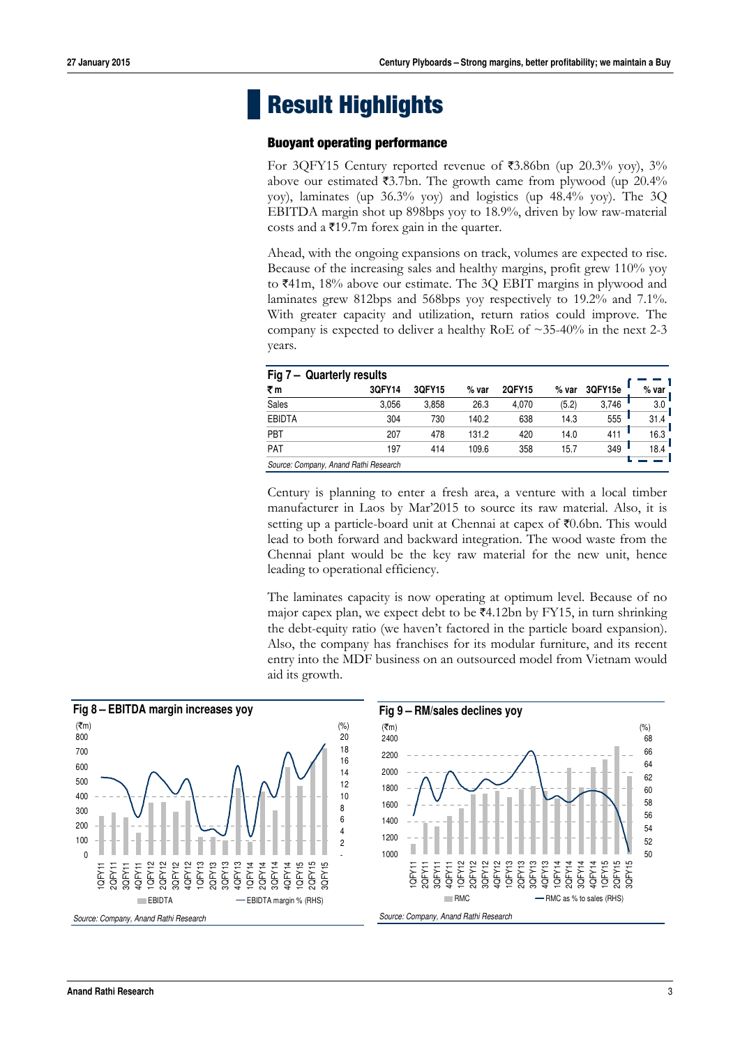# Result Highlights

### Buoyant operating performance

For 3QFY15 Century reported revenue of ₹3.86bn (up 20.3% yoy), 3% above our estimated ₹3.7bn. The growth came from plywood (up 20.4% yoy), laminates (up 36.3% yoy) and logistics (up 48.4% yoy). The 3Q EBITDA margin shot up 898bps yoy to 18.9%, driven by low raw-material costs and a ₹19.7m forex gain in the quarter.

Ahead, with the ongoing expansions on track, volumes are expected to rise. Because of the increasing sales and healthy margins, profit grew 110% yoy to ₹41m, 18% above our estimate. The 3Q EBIT margins in plywood and laminates grew 812bps and 568bps yoy respectively to 19.2% and 7.1%. With greater capacity and utilization, return ratios could improve. The company is expected to deliver a healthy RoE of ~35-40% in the next 2-3 years.

**Fig 7 – Quarterly results**

| ₹ m | 3QFY14 | 3QFY15 | % var | 2QFY15 | % var | 3QFY15e | % var |
|---|---|---|---|---|---|---|---|
| Sales | 3,056 | 3,858 | 26.3 | 4,070 | (5.2) | 3,746 | 3.0 |
| EBIDTA | 304 | 730 | 140.2 | 638 | 14.3 | 555 | 31.4 |
| PBT | 207 | 478 | 131.2 | 420 | 14.0 | 411 | 16.3 |
| PAT | 197 | 414 | 109.6 | 358 | 15.7 | 349 | 18.4 |

*Source: Company, Anand Rathi Research*

Century is planning to enter a fresh area, a venture with a local timber manufacturer in Laos by Mar'2015 to source its raw material. Also, it is setting up a particle-board unit at Chennai at capex of ₹0.6bn. This would lead to both forward and backward integration. The wood waste from the Chennai plant would be the key raw material for the new unit, hence leading to operational efficiency.

The laminates capacity is now operating at optimum level. Because of no major capex plan, we expect debt to be ₹4.12bn by FY15, in turn shrinking the debt-equity ratio (we haven't factored in the particle board expansion). Also, the company has franchises for its modular furniture, and its recent entry into the MDF business on an outsourced model from Vietnam would aid its growth.

**Fig 8 – EBITDA margin increases yoy**

(₹m)
800
700
600
500
400
300
200
100
0

(%)
20
18
16
14
12
10
8
6
4
2
-

1QFY11 2QFY11 3QFY11 4QFY11 1QFY12 2QFY12 3QFY12 4QFY12 1QFY13 2QFY13 3QFY13 4QFY13 1QFY14 2QFY14 3QFY14 4QFY14 1QFY15 2QFY15 3QFY15

EBIDTA — EBIDTA margin % (RHS)

*Source: Company, Anand Rathi Research*

**Fig 9 – RM/sales declines yoy**

(₹m)
2400
2200
2000
1800
1600
1400
1200
1000

(%)
68
66
64
62
60
58
56
54
52
50

1QFY11 2QFY11 3QFY11 4QFY11 1QFY12 2QFY12 3QFY12 4QFY12 1QFY13 2QFY13 3QFY13 4QFY13 1QFY14 2QFY14 3QFY14 4QFY14 1QFY15 2QFY15 3QFY15

RMC — RMC as % to sales (RHS)

*Source: Company, Anand Rathi Research*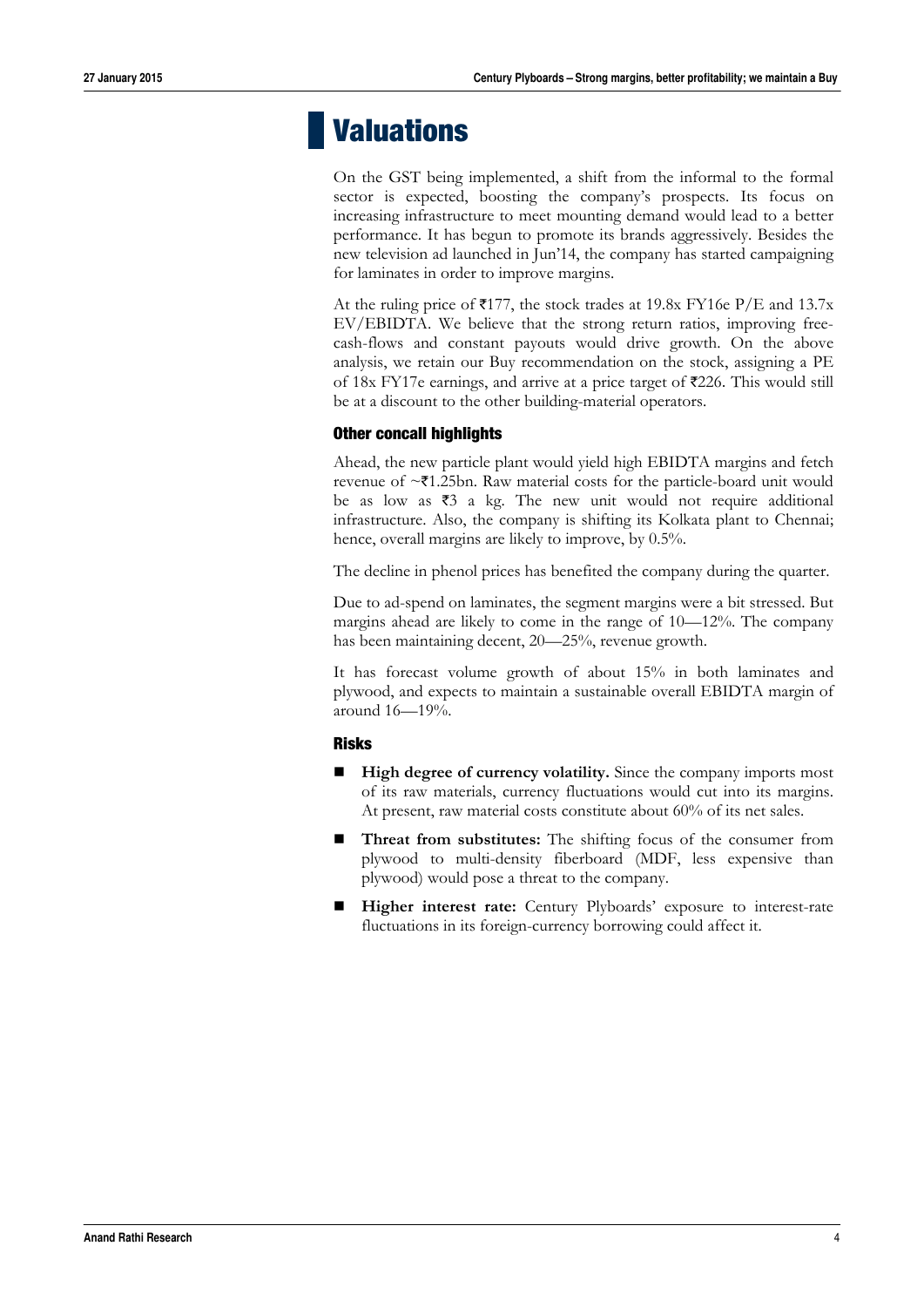# Valuations

On the GST being implemented, a shift from the informal to the formal sector is expected, boosting the company's prospects. Its focus on increasing infrastructure to meet mounting demand would lead to a better performance. It has begun to promote its brands aggressively. Besides the new television ad launched in Jun'14, the company has started campaigning for laminates in order to improve margins.

At the ruling price of ₹177, the stock trades at 19.8x FY16e P/E and 13.7x EV/EBIDTA. We believe that the strong return ratios, improving free-cash-flows and constant payouts would drive growth. On the above analysis, we retain our Buy recommendation on the stock, assigning a PE of 18x FY17e earnings, and arrive at a price target of ₹226. This would still be at a discount to the other building-material operators.

### Other concall highlights

Ahead, the new particle plant would yield high EBIDTA margins and fetch revenue of ~₹1.25bn. Raw material costs for the particle-board unit would be as low as ₹3 a kg. The new unit would not require additional infrastructure. Also, the company is shifting its Kolkata plant to Chennai; hence, overall margins are likely to improve, by 0.5%.

The decline in phenol prices has benefited the company during the quarter.

Due to ad-spend on laminates, the segment margins were a bit stressed. But margins ahead are likely to come in the range of 10—12%. The company has been maintaining decent, 20—25%, revenue growth.

It has forecast volume growth of about 15% in both laminates and plywood, and expects to maintain a sustainable overall EBIDTA margin of around 16—19%.

### Risks

- **High degree of currency volatility.** Since the company imports most of its raw materials, currency fluctuations would cut into its margins. At present, raw material costs constitute about 60% of its net sales.
- **Threat from substitutes:** The shifting focus of the consumer from plywood to multi-density fiberboard (MDF, less expensive than plywood) would pose a threat to the company.
- **Higher interest rate:** Century Plyboards' exposure to interest-rate fluctuations in its foreign-currency borrowing could affect it.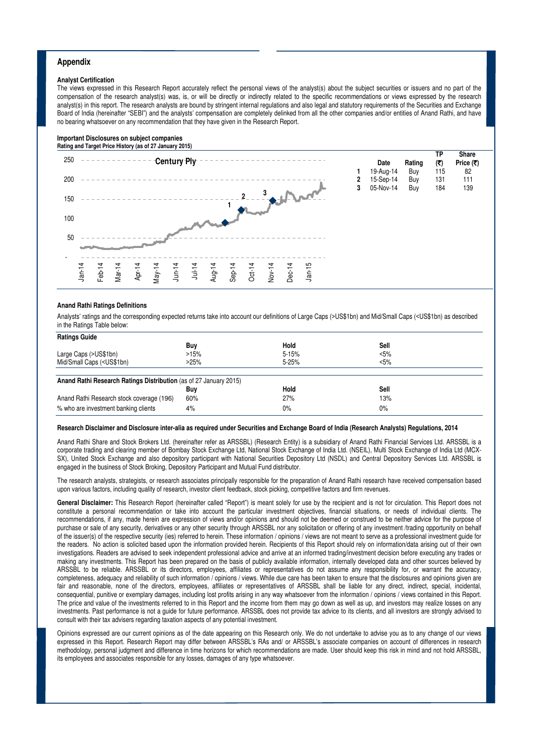## Appendix

### Analyst Certification

The views expressed in this Research Report accurately reflect the personal views of the analyst(s) about the subject securities or issuers and no part of the compensation of the research analyst(s) was, is, or will be directly or indirectly related to the specific recommendations or views expressed by the research analyst(s) in this report. The research analysts are bound by stringent internal regulations and also legal and statutory requirements of the Securities and Exchange Board of India (hereinafter "SEBI") and the analysts' compensation are completely delinked from all the other companies and/or entities of Anand Rathi, and have no bearing whatsoever on any recommendation that they have given in the Research Report.

### Important Disclosures on subject companies

**Rating and Target Price History (as of 27 January 2015)**

Century Ply

250
200
150
100
50
-

Jan-14 Feb-14 Mar-14 Apr-14 May-14 Jun-14 Jul-14 Aug-14 Sep-14 Oct-14 Nov-14 Dec-14 Jan-15

1 2 3

| | Date | Rating | TP (₹) | Share Price (₹) |
|---|---|---|---|---|
| 1 | 19-Aug-14 | Buy | 115 | 82 |
| 2 | 15-Sep-14 | Buy | 131 | 111 |
| 3 | 05-Nov-14 | Buy | 184 | 139 |

### Anand Rathi Ratings Definitions

Analysts' ratings and the corresponding expected returns take into account our definitions of Large Caps (>US$1bn) and Mid/Small Caps (<US$1bn) as described in the Ratings Table below:

| Ratings Guide | Buy | Hold | Sell |
|---|---|---|---|
| Large Caps (>US$1bn) | >15% | 5-15% | <5% |
| Mid/Small Caps (<US$1bn) | >25% | 5-25% | <5% |

| Anand Rathi Research Ratings Distribution (as of 27 January 2015) | Buy | Hold | Sell |
|---|---|---|---|
| Anand Rathi Research stock coverage (196) | 60% | 27% | 13% |
| % who are investment banking clients | 4% | 0% | 0% |

### Research Disclaimer and Disclosure inter-alia as required under Securities and Exchange Board of India (Research Analysts) Regulations, 2014

Anand Rathi Share and Stock Brokers Ltd. (hereinafter refer as ARSSBL) (Research Entity) is a subsidiary of Anand Rathi Financial Services Ltd. ARSSBL is a corporate trading and clearing member of Bombay Stock Exchange Ltd, National Stock Exchange of India Ltd. (NSEIL), Multi Stock Exchange of India Ltd (MCX-SX), United Stock Exchange and also depository participant with National Securities Depository Ltd (NSDL) and Central Depository Services Ltd. ARSSBL is engaged in the business of Stock Broking, Depository Participant and Mutual Fund distributor.

The research analysts, strategists, or research associates principally responsible for the preparation of Anand Rathi research have received compensation based upon various factors, including quality of research, investor client feedback, stock picking, competitive factors and firm revenues.

**General Disclaimer:** This Research Report (hereinafter called "Report") is meant solely for use by the recipient and is not for circulation. This Report does not constitute a personal recommendation or take into account the particular investment objectives, financial situations, or needs of individual clients. The recommendations, if any, made herein are expression of views and/or opinions and should not be deemed or construed to be neither advice for the purpose of purchase or sale of any security, derivatives or any other security through ARSSBL nor any solicitation or offering of any investment /trading opportunity on behalf of the issuer(s) of the respective security (ies) referred to herein. These information / opinions / views are not meant to serve as a professional investment guide for the readers. No action is solicited based upon the information provided herein. Recipients of this Report should rely on information/data arising out of their own investigations. Readers are advised to seek independent professional advice and arrive at an informed trading/investment decision before executing any trades or making any investments. This Report has been prepared on the basis of publicly available information, internally developed data and other sources believed by ARSSBL to be reliable. ARSSBL or its directors, employees, affiliates or representatives do not assume any responsibility for, or warrant the accuracy, completeness, adequacy and reliability of such information / opinions / views. While due care has been taken to ensure that the disclosures and opinions given are fair and reasonable, none of the directors, employees, affiliates or representatives of ARSSBL shall be liable for any direct, indirect, special, incidental, consequential, punitive or exemplary damages, including lost profits arising in any way whatsoever from the information / opinions / views contained in this Report. The price and value of the investments referred to in this Report and the income from them may go down as well as up, and investors may realize losses on any investments. Past performance is not a guide for future performance. ARSSBL does not provide tax advice to its clients, and all investors are strongly advised to consult with their tax advisers regarding taxation aspects of any potential investment.

Opinions expressed are our current opinions as of the date appearing on this Research only. We do not undertake to advise you as to any change of our views expressed in this Report. Research Report may differ between ARSSBL's RAs and/ or ARSSBL's associate companies on account of differences in research methodology, personal judgment and difference in time horizons for which recommendations are made. User should keep this risk in mind and not hold ARSSBL, its employees and associates responsible for any losses, damages of any type whatsoever.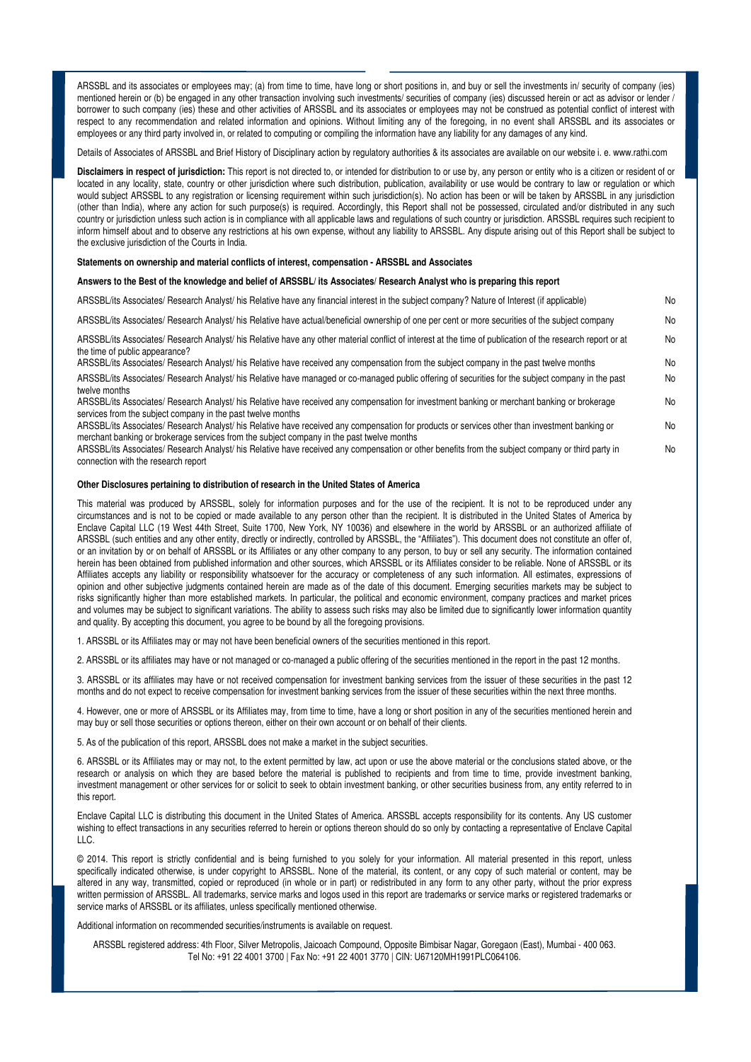ARSSBL and its associates or employees may; (a) from time to time, have long or short positions in, and buy or sell the investments in/ security of company (ies) mentioned herein or (b) be engaged in any other transaction involving such investments/ securities of company (ies) discussed herein or act as advisor or lender / borrower to such company (ies) these and other activities of ARSSBL and its associates or employees may not be construed as potential conflict of interest with respect to any recommendation and related information and opinions. Without limiting any of the foregoing, in no event shall ARSSBL and its associates or employees or any third party involved in, or related to computing or compiling the information have any liability for any damages of any kind.

Details of Associates of ARSSBL and Brief History of Disciplinary action by regulatory authorities & its associates are available on our website i. e. www.rathi.com

**Disclaimers in respect of jurisdiction:** This report is not directed to, or intended for distribution to or use by, any person or entity who is a citizen or resident of or located in any locality, state, country or other jurisdiction where such distribution, publication, availability or use would be contrary to law or regulation or which would subject ARSSBL to any registration or licensing requirement within such jurisdiction(s). No action has been or will be taken by ARSSBL in any jurisdiction (other than India), where any action for such purpose(s) is required. Accordingly, this Report shall not be possessed, circulated and/or distributed in any such country or jurisdiction unless such action is in compliance with all applicable laws and regulations of such country or jurisdiction. ARSSBL requires such recipient to inform himself about and to observe any restrictions at his own expense, without any liability to ARSSBL. Any dispute arising out of this Report shall be subject to the exclusive jurisdiction of the Courts in India.

**Statements on ownership and material conflicts of interest, compensation - ARSSBL and Associates**

**Answers to the Best of the knowledge and belief of ARSSBL/ its Associates/ Research Analyst who is preparing this report**

| | |
|---|---|
| ARSSBL/its Associates/ Research Analyst/ his Relative have any financial interest in the subject company? Nature of Interest (if applicable) | No |
| ARSSBL/its Associates/ Research Analyst/ his Relative have actual/beneficial ownership of one per cent or more securities of the subject company | No |
| ARSSBL/its Associates/ Research Analyst/ his Relative have any other material conflict of interest at the time of publication of the research report or at the time of public appearance? | No |
| ARSSBL/its Associates/ Research Analyst/ his Relative have received any compensation from the subject company in the past twelve months | No |
| ARSSBL/its Associates/ Research Analyst/ his Relative have managed or co-managed public offering of securities for the subject company in the past twelve months | No |
| ARSSBL/its Associates/ Research Analyst/ his Relative have received any compensation for investment banking or merchant banking or brokerage services from the subject company in the past twelve months | No |
| ARSSBL/its Associates/ Research Analyst/ his Relative have received any compensation for products or services other than investment banking or merchant banking or brokerage services from the subject company in the past twelve months | No |
| ARSSBL/its Associates/ Research Analyst/ his Relative have received any compensation or other benefits from the subject company or third party in connection with the research report | No |

**Other Disclosures pertaining to distribution of research in the United States of America**

This material was produced by ARSSBL, solely for information purposes and for the use of the recipient. It is not to be reproduced under any circumstances and is not to be copied or made available to any person other than the recipient. It is distributed in the United States of America by Enclave Capital LLC (19 West 44th Street, Suite 1700, New York, NY 10036) and elsewhere in the world by ARSSBL or an authorized affiliate of ARSSBL (such entities and any other entity, directly or indirectly, controlled by ARSSBL, the "Affiliates"). This document does not constitute an offer of, or an invitation by or on behalf of ARSSBL or its Affiliates or any other company to any person, to buy or sell any security. The information contained herein has been obtained from published information and other sources, which ARSSBL or its Affiliates consider to be reliable. None of ARSSBL or its Affiliates accepts any liability or responsibility whatsoever for the accuracy or completeness of any such information. All estimates, expressions of opinion and other subjective judgments contained herein are made as of the date of this document. Emerging securities markets may be subject to risks significantly higher than more established markets. In particular, the political and economic environment, company practices and market prices and volumes may be subject to significant variations. The ability to assess such risks may also be limited due to significantly lower information quantity and quality. By accepting this document, you agree to be bound by all the foregoing provisions.

1. ARSSBL or its Affiliates may or may not have been beneficial owners of the securities mentioned in this report.

2. ARSSBL or its affiliates may have or not managed or co-managed a public offering of the securities mentioned in the report in the past 12 months.

3. ARSSBL or its affiliates may have or not received compensation for investment banking services from the issuer of these securities in the past 12 months and do not expect to receive compensation for investment banking services from the issuer of these securities within the next three months.

4. However, one or more of ARSSBL or its Affiliates may, from time to time, have a long or short position in any of the securities mentioned herein and may buy or sell those securities or options thereon, either on their own account or on behalf of their clients.

5. As of the publication of this report, ARSSBL does not make a market in the subject securities.

6. ARSSBL or its Affiliates may or may not, to the extent permitted by law, act upon or use the above material or the conclusions stated above, or the research or analysis on which they are based before the material is published to recipients and from time to time, provide investment banking, investment management or other services for or solicit to seek to obtain investment banking, or other securities business from, any entity referred to in this report.

Enclave Capital LLC is distributing this document in the United States of America. ARSSBL accepts responsibility for its contents. Any US customer wishing to effect transactions in any securities referred to herein or options thereon should do so only by contacting a representative of Enclave Capital LLC.

© 2014. This report is strictly confidential and is being furnished to you solely for your information. All material presented in this report, unless specifically indicated otherwise, is under copyright to ARSSBL. None of the material, its content, or any copy of such material or content, may be altered in any way, transmitted, copied or reproduced (in whole or in part) or redistributed in any form to any other party, without the prior express written permission of ARSSBL. All trademarks, service marks and logos used in this report are trademarks or service marks or registered trademarks or service marks of ARSSBL or its affiliates, unless specifically mentioned otherwise.

Additional information on recommended securities/instruments is available on request.

ARSSBL registered address: 4th Floor, Silver Metropolis, Jaicoach Compound, Opposite Bimbisar Nagar, Goregaon (East), Mumbai - 400 063.
Tel No: +91 22 4001 3700 | Fax No: +91 22 4001 3770 | CIN: U67120MH1991PLC064106.